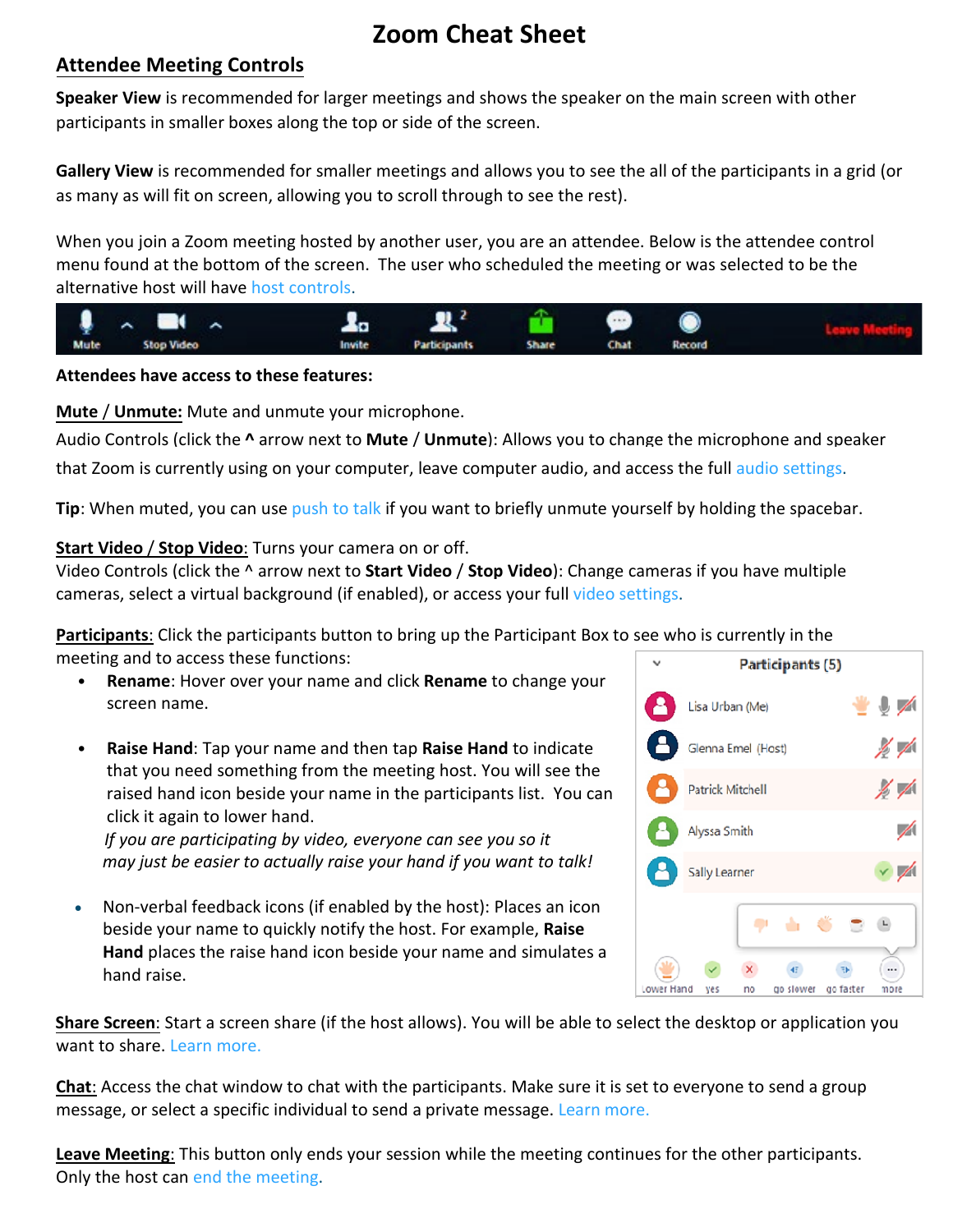# Zoom Cheat Sheet

## Attendee Meeting Controls

**Speaker View** is recommended for larger meetings and shows the speaker on the main screen with other participants in smaller boxes along the top or side of the screen.

**Gallery View** is recommended for smaller meetings and allows you to see the all of the participants in a grid (or as many as will fit on screen, allowing you to scroll through to see the rest).

When you join a Zoom meeting hosted by another user, you are an attendee. Below is the attendee control menu found at the bottom of the screen. The user who scheduled the meeting or was selected to be the alternative host will have host controls.

**Attendees have access to these features:**

**Mute / Unmute:** Mute and unmute your microphone.

Audio Controls (click the **^** arrow next to **Mute** / **Unmute**): Allows you to change the microphone and speaker that Zoom is currently using on your computer, leave computer audio, and access the full audio settings.

**Tip**: When muted, you can use push to talk if you want to briefly unmute yourself by holding the spacebar.

**Start Video / Stop Video**: Turns your camera on or off.
Video Controls (click the ^ arrow next to **Start Video** / **Stop Video**): Change cameras if you have multiple cameras, select a virtual background (if enabled), or access your full video settings.

**Participants**: Click the participants button to bring up the Participant Box to see who is currently in the meeting and to access these functions:

- **Rename**: Hover over your name and click **Rename** to change your screen name.
- **Raise Hand**: Tap your name and then tap **Raise Hand** to indicate that you need something from the meeting host. You will see the raised hand icon beside your name in the participants list. You can click it again to lower hand.
  *If you are participating by video, everyone can see you so it may just be easier to actually raise your hand if you want to talk!*
- Non-verbal feedback icons (if enabled by the host): Places an icon beside your name to quickly notify the host. For example, **Raise Hand** places the raise hand icon beside your name and simulates a hand raise.

**Share Screen**: Start a screen share (if the host allows). You will be able to select the desktop or application you want to share. Learn more.

**Chat**: Access the chat window to chat with the participants. Make sure it is set to everyone to send a group message, or select a specific individual to send a private message. Learn more.

**Leave Meeting**: This button only ends your session while the meeting continues for the other participants. Only the host can end the meeting.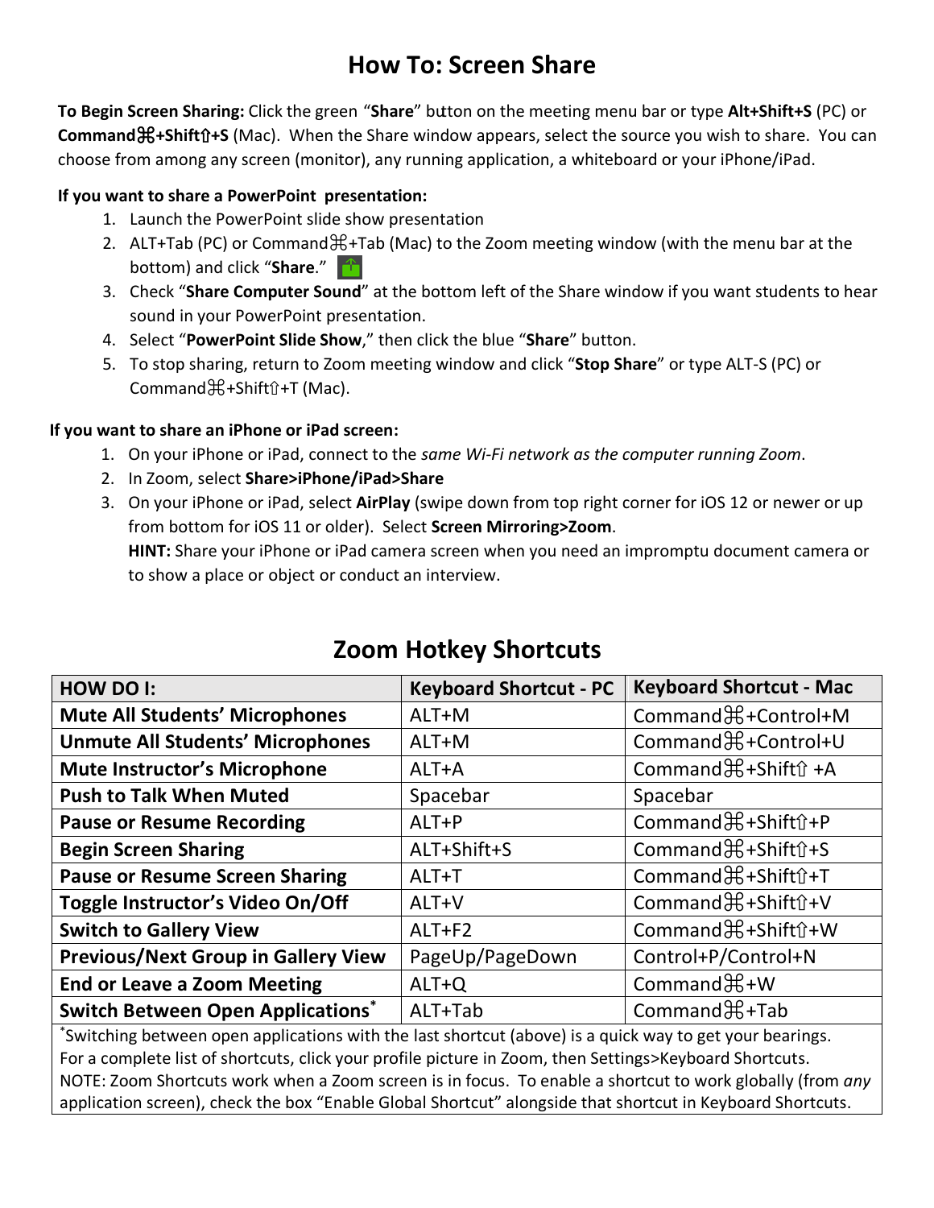# How To: Screen Share

**To Begin Screen Sharing:** Click the green "**Share**" button on the meeting menu bar or type **Alt+Shift+S** (PC) or **Command⌘+Shift⇧+S** (Mac). When the Share window appears, select the source you wish to share. You can choose from among any screen (monitor), any running application, a whiteboard or your iPhone/iPad.

**If you want to share a PowerPoint presentation:**

1. Launch the PowerPoint slide show presentation
2. ALT+Tab (PC) or Command⌘+Tab (Mac) to the Zoom meeting window (with the menu bar at the bottom) and click "**Share**."
3. Check "**Share Computer Sound**" at the bottom left of the Share window if you want students to hear sound in your PowerPoint presentation.
4. Select "**PowerPoint Slide Show**," then click the blue "**Share**" button.
5. To stop sharing, return to Zoom meeting window and click "**Stop Share**" or type ALT-S (PC) or Command⌘+Shift⇧+T (Mac).

**If you want to share an iPhone or iPad screen:**

1. On your iPhone or iPad, connect to the *same Wi-Fi network as the computer running Zoom*.
2. In Zoom, select **Share>iPhone/iPad>Share**
3. On your iPhone or iPad, select **AirPlay** (swipe down from top right corner for iOS 12 or newer or up from bottom for iOS 11 or older). Select **Screen Mirroring>Zoom**.
   **HINT:** Share your iPhone or iPad camera screen when you need an impromptu document camera or to show a place or object or conduct an interview.

## Zoom Hotkey Shortcuts

| HOW DO I: | Keyboard Shortcut - PC | Keyboard Shortcut - Mac |
|---|---|---|
| **Mute All Students' Microphones** | ALT+M | Command⌘+Control+M |
| **Unmute All Students' Microphones** | ALT+M | Command⌘+Control+U |
| **Mute Instructor's Microphone** | ALT+A | Command⌘+Shift⇧ +A |
| **Push to Talk When Muted** | Spacebar | Spacebar |
| **Pause or Resume Recording** | ALT+P | Command⌘+Shift⇧+P |
| **Begin Screen Sharing** | ALT+Shift+S | Command⌘+Shift⇧+S |
| **Pause or Resume Screen Sharing** | ALT+T | Command⌘+Shift⇧+T |
| **Toggle Instructor's Video On/Off** | ALT+V | Command⌘+Shift⇧+V |
| **Switch to Gallery View** | ALT+F2 | Command⌘+Shift⇧+W |
| **Previous/Next Group in Gallery View** | PageUp/PageDown | Control+P/Control+N |
| **End or Leave a Zoom Meeting** | ALT+Q | Command⌘+W |
| **Switch Between Open Applications*** | ALT+Tab | Command⌘+Tab |

*Switching between open applications with the last shortcut (above) is a quick way to get your bearings.
For a complete list of shortcuts, click your profile picture in Zoom, then Settings>Keyboard Shortcuts.
NOTE: Zoom Shortcuts work when a Zoom screen is in focus. To enable a shortcut to work globally (from *any* application screen), check the box "Enable Global Shortcut" alongside that shortcut in Keyboard Shortcuts.